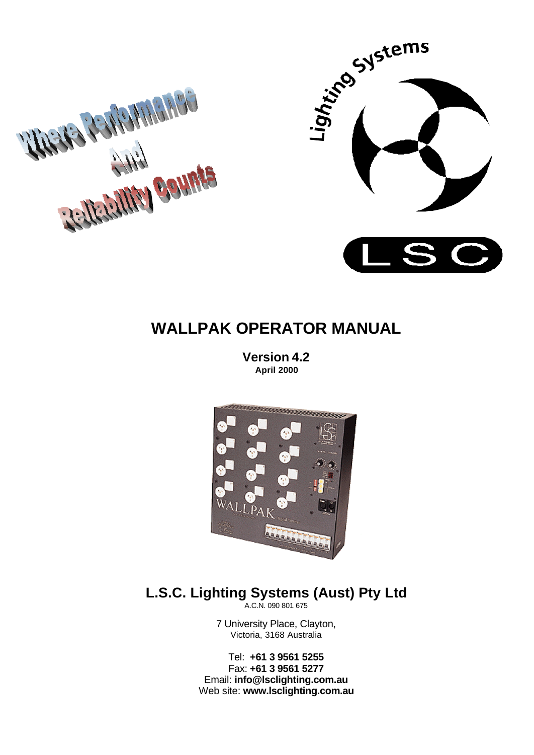Where Performance And Reliability Counts

Lighting Systems

LSC

# WALLPAK OPERATOR MANUAL

**Version 4.2**
**April 2000**

## L.S.C. Lighting Systems (Aust) Pty Ltd

A.C.N. 090 801 675

7 University Place, Clayton,
Victoria, 3168 Australia

Tel: **+61 3 9561 5255**
Fax: **+61 3 9561 5277**
Email: **info@lsclighting.com.au**
Web site: **www.lsclighting.com.au**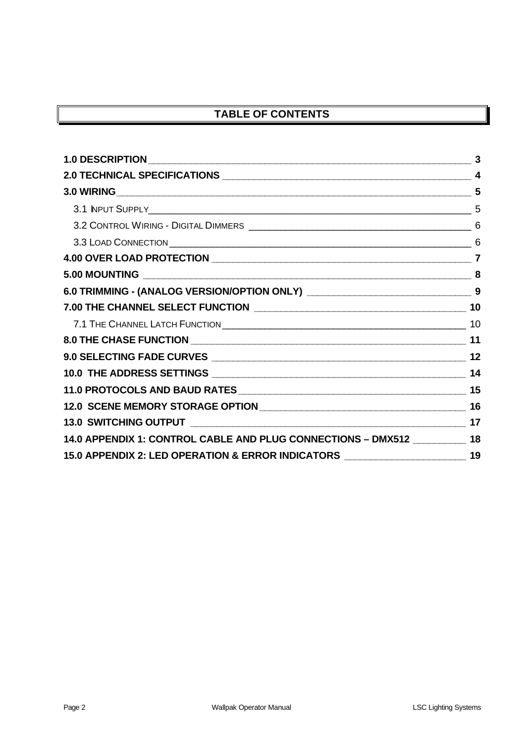# TABLE OF CONTENTS

| | |
|---|---|
| **1.0 DESCRIPTION** | **3** |
| **2.0 TECHNICAL SPECIFICATIONS** | **4** |
| **3.0 WIRING** | **5** |
| 3.1 INPUT SUPPLY | 5 |
| 3.2 CONTROL WIRING - DIGITAL DIMMERS | 6 |
| 3.3 LOAD CONNECTION | 6 |
| **4.00 OVER LOAD PROTECTION** | **7** |
| **5.00 MOUNTING** | **8** |
| **6.0 TRIMMING - (ANALOG VERSION/OPTION ONLY)** | **9** |
| **7.00 THE CHANNEL SELECT FUNCTION** | **10** |
| 7.1 THE CHANNEL LATCH FUNCTION | 10 |
| **8.0 THE CHASE FUNCTION** | **11** |
| **9.0 SELECTING FADE CURVES** | **12** |
| **10.0 THE ADDRESS SETTINGS** | **14** |
| **11.0 PROTOCOLS AND BAUD RATES** | **15** |
| **12.0 SCENE MEMORY STORAGE OPTION** | **16** |
| **13.0 SWITCHING OUTPUT** | **17** |
| **14.0 APPENDIX 1: CONTROL CABLE AND PLUG CONNECTIONS – DMX512** | **18** |
| **15.0 APPENDIX 2: LED OPERATION & ERROR INDICATORS** | **19** |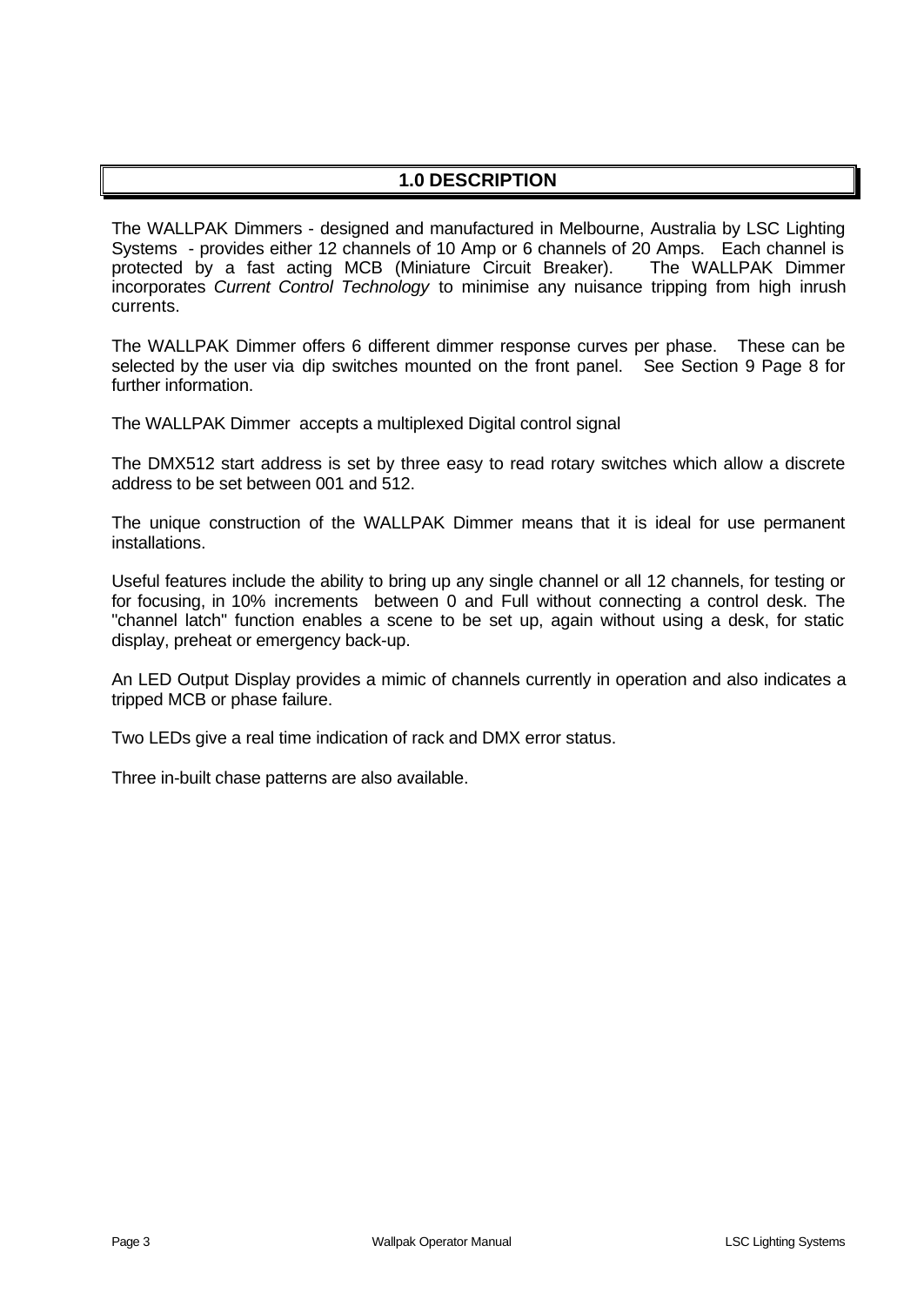# 1.0 DESCRIPTION

The WALLPAK Dimmers - designed and manufactured in Melbourne, Australia by LSC Lighting Systems - provides either 12 channels of 10 Amp or 6 channels of 20 Amps. Each channel is protected by a fast acting MCB (Miniature Circuit Breaker). The WALLPAK Dimmer incorporates *Current Control Technology* to minimise any nuisance tripping from high inrush currents.

The WALLPAK Dimmer offers 6 different dimmer response curves per phase. These can be selected by the user via dip switches mounted on the front panel. See Section 9 Page 8 for further information.

The WALLPAK Dimmer accepts a multiplexed Digital control signal

The DMX512 start address is set by three easy to read rotary switches which allow a discrete address to be set between 001 and 512.

The unique construction of the WALLPAK Dimmer means that it is ideal for use permanent installations.

Useful features include the ability to bring up any single channel or all 12 channels, for testing or for focusing, in 10% increments between 0 and Full without connecting a control desk. The "channel latch" function enables a scene to be set up, again without using a desk, for static display, preheat or emergency back-up.

An LED Output Display provides a mimic of channels currently in operation and also indicates a tripped MCB or phase failure.

Two LEDs give a real time indication of rack and DMX error status.

Three in-built chase patterns are also available.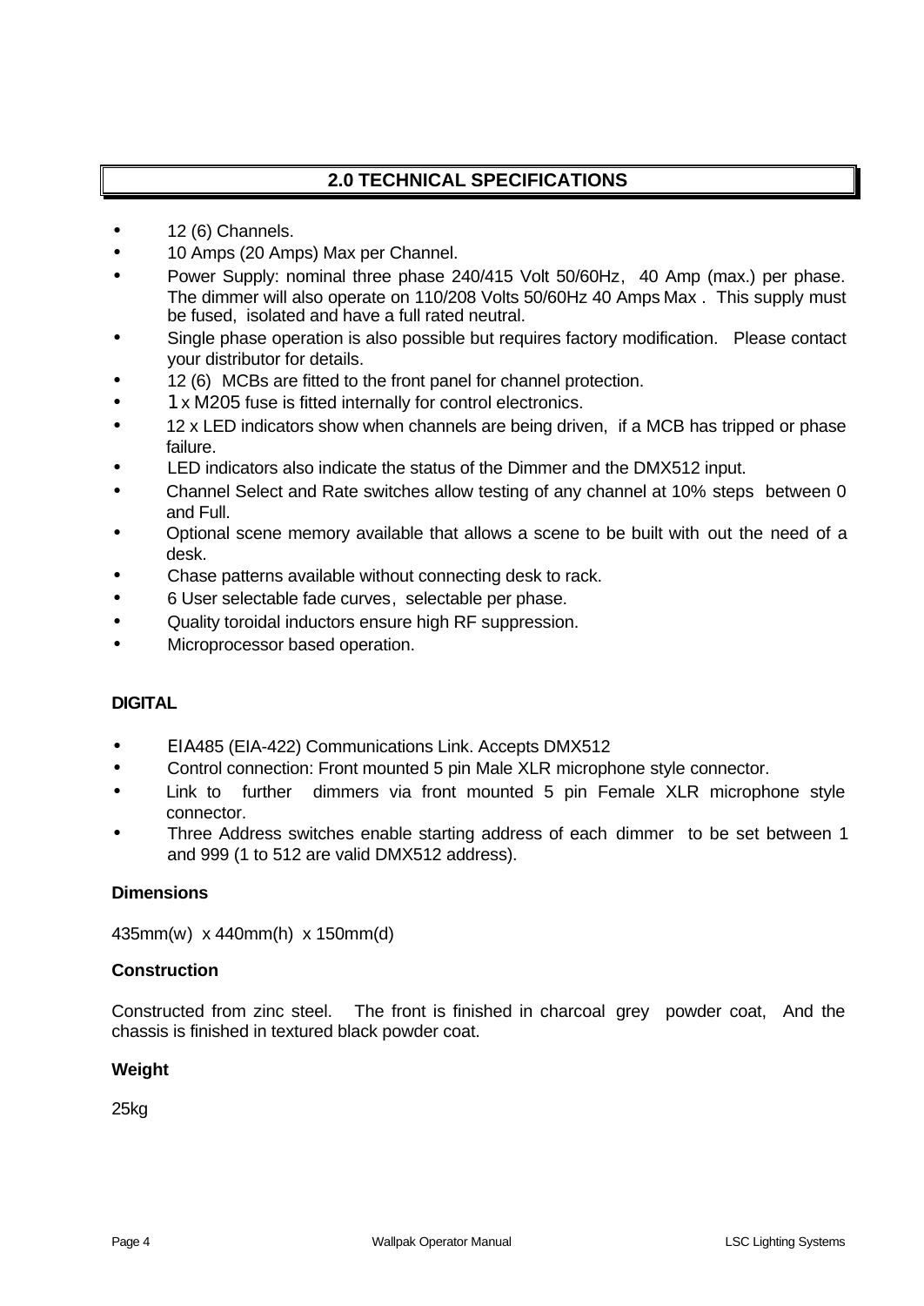## 2.0 TECHNICAL SPECIFICATIONS

- 12 (6) Channels.
- 10 Amps (20 Amps) Max per Channel.
- Power Supply: nominal three phase 240/415 Volt 50/60Hz, 40 Amp (max.) per phase. The dimmer will also operate on 110/208 Volts 50/60Hz 40 Amps Max . This supply must be fused, isolated and have a full rated neutral.
- Single phase operation is also possible but requires factory modification. Please contact your distributor for details.
- 12 (6) MCBs are fitted to the front panel for channel protection.
- 1 x M205 fuse is fitted internally for control electronics.
- 12 x LED indicators show when channels are being driven, if a MCB has tripped or phase failure.
- LED indicators also indicate the status of the Dimmer and the DMX512 input.
- Channel Select and Rate switches allow testing of any channel at 10% steps between 0 and Full.
- Optional scene memory available that allows a scene to be built with out the need of a desk.
- Chase patterns available without connecting desk to rack.
- 6 User selectable fade curves, selectable per phase.
- Quality toroidal inductors ensure high RF suppression.
- Microprocessor based operation.

**DIGITAL**

- EIA485 (EIA-422) Communications Link. Accepts DMX512
- Control connection: Front mounted 5 pin Male XLR microphone style connector.
- Link to further dimmers via front mounted 5 pin Female XLR microphone style connector.
- Three Address switches enable starting address of each dimmer to be set between 1 and 999 (1 to 512 are valid DMX512 address).

**Dimensions**

435mm(w) x 440mm(h) x 150mm(d)

**Construction**

Constructed from zinc steel. The front is finished in charcoal grey powder coat, And the chassis is finished in textured black powder coat.

**Weight**

25kg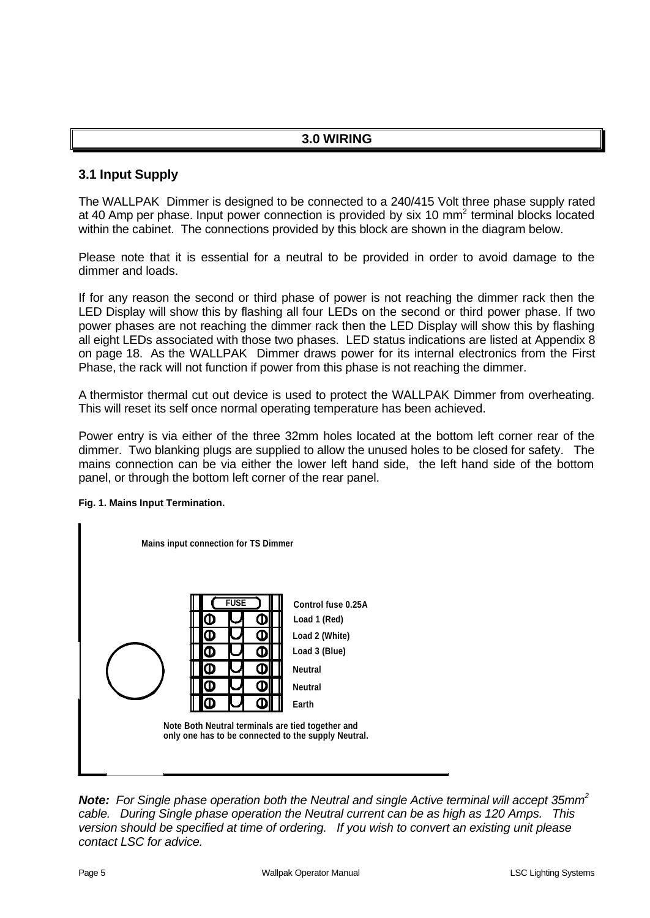# 3.0 WIRING

## 3.1 Input Supply

The WALLPAK Dimmer is designed to be connected to a 240/415 Volt three phase supply rated at 40 Amp per phase. Input power connection is provided by six 10 $mm^2$ terminal blocks located within the cabinet. The connections provided by this block are shown in the diagram below.

Please note that it is essential for a neutral to be provided in order to avoid damage to the dimmer and loads.

If for any reason the second or third phase of power is not reaching the dimmer rack then the LED Display will show this by flashing all four LEDs on the second or third power phase. If two power phases are not reaching the dimmer rack then the LED Display will show this by flashing all eight LEDs associated with those two phases. LED status indications are listed at Appendix 8 on page 18. As the WALLPAK Dimmer draws power for its internal electronics from the First Phase, the rack will not function if power from this phase is not reaching the dimmer.

A thermistor thermal cut out device is used to protect the WALLPAK Dimmer from overheating. This will reset its self once normal operating temperature has been achieved.

Power entry is via either of the three 32mm holes located at the bottom left corner rear of the dimmer. Two blanking plugs are supplied to allow the unused holes to be closed for safety. The mains connection can be via either the lower left hand side, the left hand side of the bottom panel, or through the bottom left corner of the rear panel.

**Fig. 1. Mains Input Termination.**

**Mains input connection for TS Dimmer**

- FUSE — Control fuse 0.25A
- Load 1 (Red)
- Load 2 (White)
- Load 3 (Blue)
- Neutral
- Neutral
- Earth

**Note Both Neutral terminals are tied together and only one has to be connected to the supply Neutral.**

***Note:*** *For Single phase operation both the Neutral and single Active terminal will accept 35mm*$^2$ *cable. During Single phase operation the Neutral current can be as high as 120 Amps. This version should be specified at time of ordering. If you wish to convert an existing unit please contact LSC for advice.*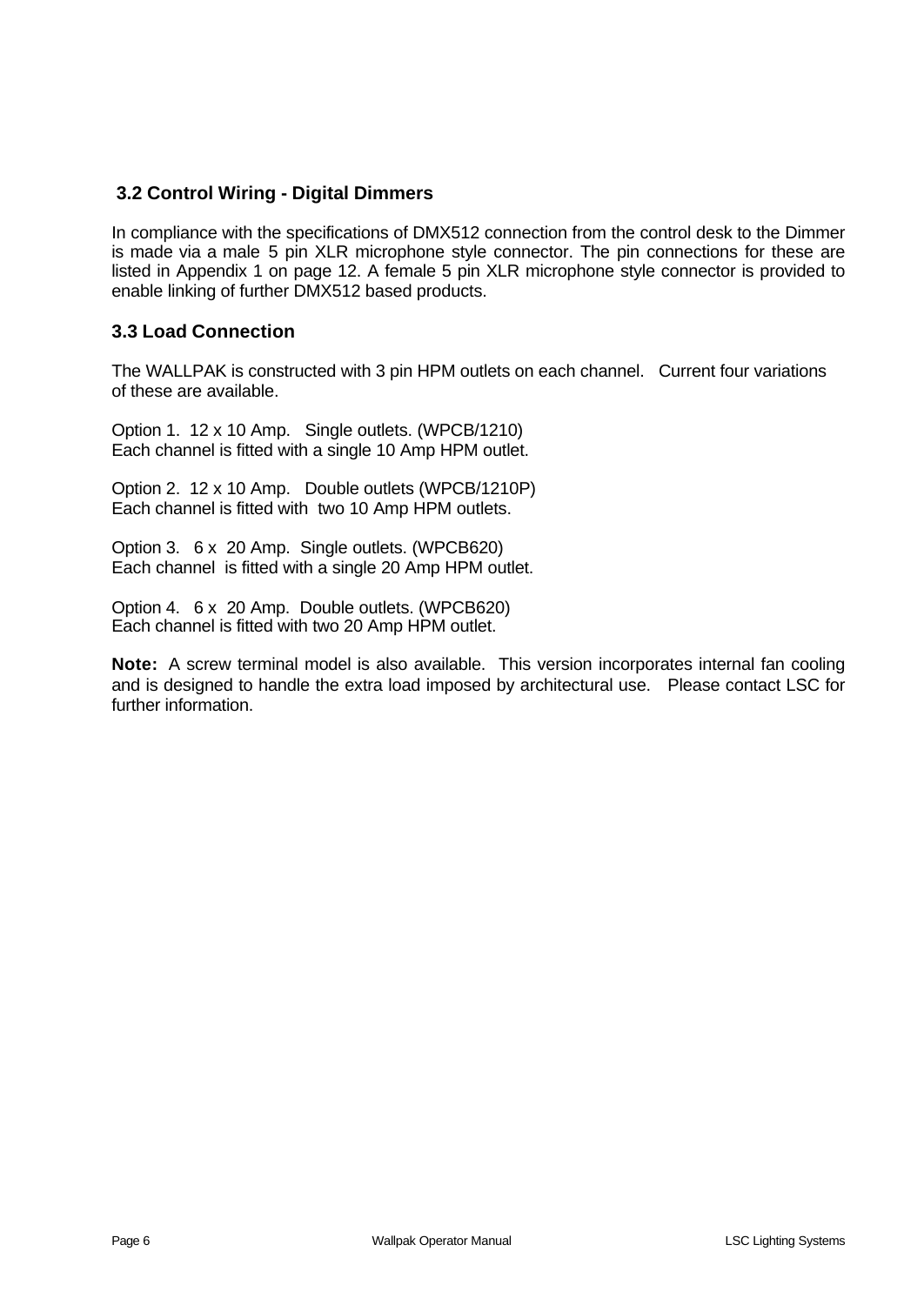### 3.2 Control Wiring - Digital Dimmers

In compliance with the specifications of DMX512 connection from the control desk to the Dimmer is made via a male 5 pin XLR microphone style connector. The pin connections for these are listed in Appendix 1 on page 12. A female 5 pin XLR microphone style connector is provided to enable linking of further DMX512 based products.

### 3.3 Load Connection

The WALLPAK is constructed with 3 pin HPM outlets on each channel. Current four variations of these are available.

Option 1. 12 x 10 Amp. Single outlets. (WPCB/1210)
Each channel is fitted with a single 10 Amp HPM outlet.

Option 2. 12 x 10 Amp. Double outlets (WPCB/1210P)
Each channel is fitted with two 10 Amp HPM outlets.

Option 3. 6 x 20 Amp. Single outlets. (WPCB620)
Each channel is fitted with a single 20 Amp HPM outlet.

Option 4. 6 x 20 Amp. Double outlets. (WPCB620)
Each channel is fitted with two 20 Amp HPM outlet.

**Note:** A screw terminal model is also available. This version incorporates internal fan cooling and is designed to handle the extra load imposed by architectural use. Please contact LSC for further information.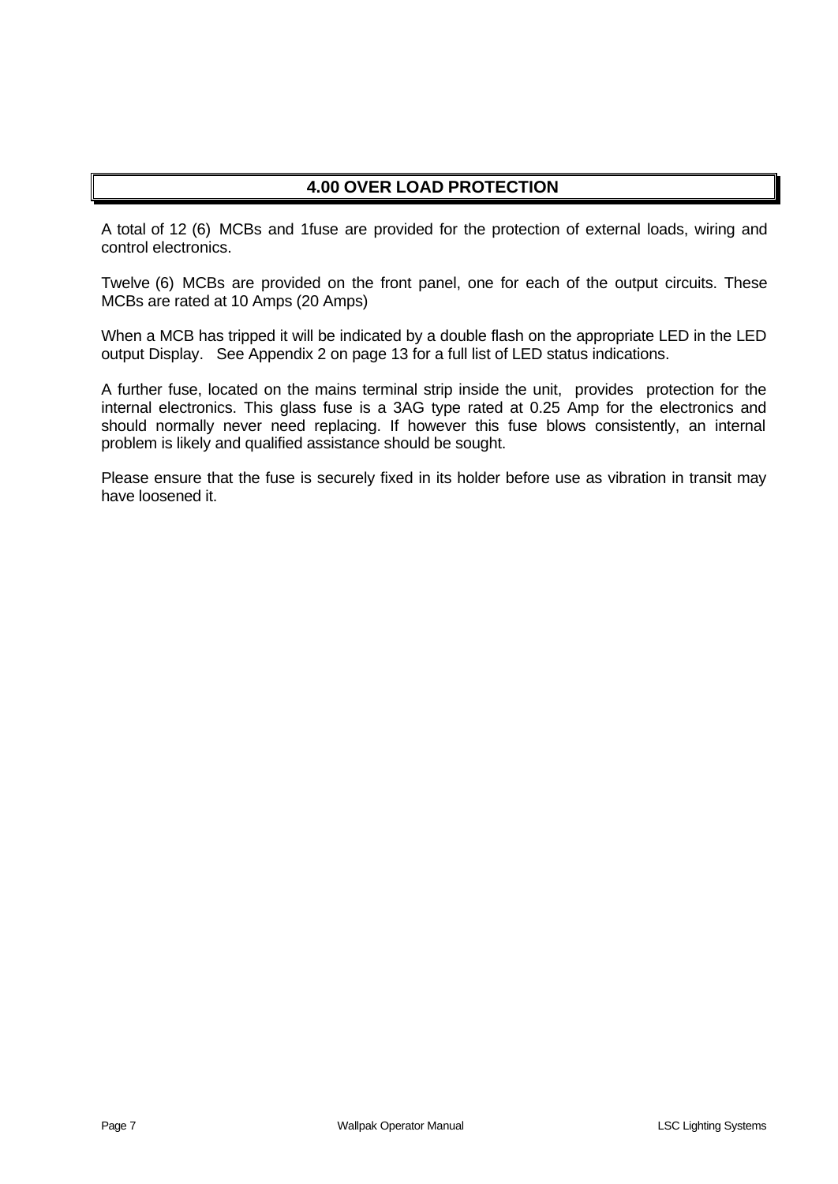# 4.00 OVER LOAD PROTECTION

A total of 12 (6) MCBs and 1fuse are provided for the protection of external loads, wiring and control electronics.

Twelve (6) MCBs are provided on the front panel, one for each of the output circuits. These MCBs are rated at 10 Amps (20 Amps)

When a MCB has tripped it will be indicated by a double flash on the appropriate LED in the LED output Display. See Appendix 2 on page 13 for a full list of LED status indications.

A further fuse, located on the mains terminal strip inside the unit, provides protection for the internal electronics. This glass fuse is a 3AG type rated at 0.25 Amp for the electronics and should normally never need replacing. If however this fuse blows consistently, an internal problem is likely and qualified assistance should be sought.

Please ensure that the fuse is securely fixed in its holder before use as vibration in transit may have loosened it.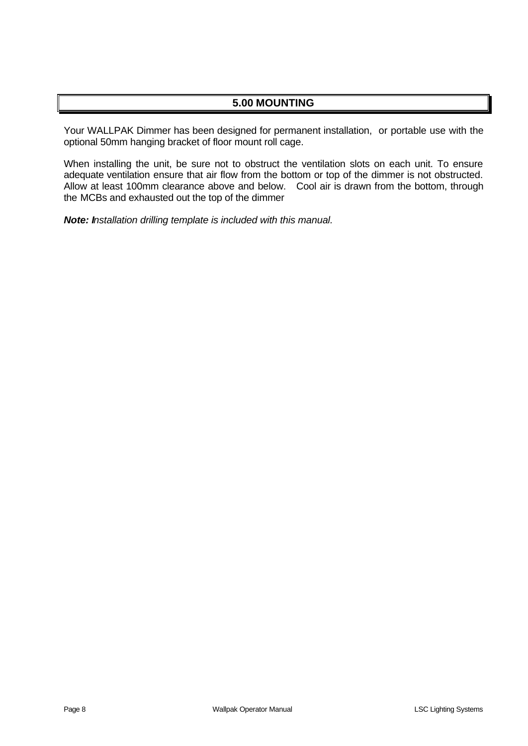# 5.00 MOUNTING

Your WALLPAK Dimmer has been designed for permanent installation, or portable use with the optional 50mm hanging bracket of floor mount roll cage.

When installing the unit, be sure not to obstruct the ventilation slots on each unit. To ensure adequate ventilation ensure that air flow from the bottom or top of the dimmer is not obstructed. Allow at least 100mm clearance above and below. Cool air is drawn from the bottom, through the MCBs and exhausted out the top of the dimmer

***Note:*** *Installation drilling template is included with this manual.*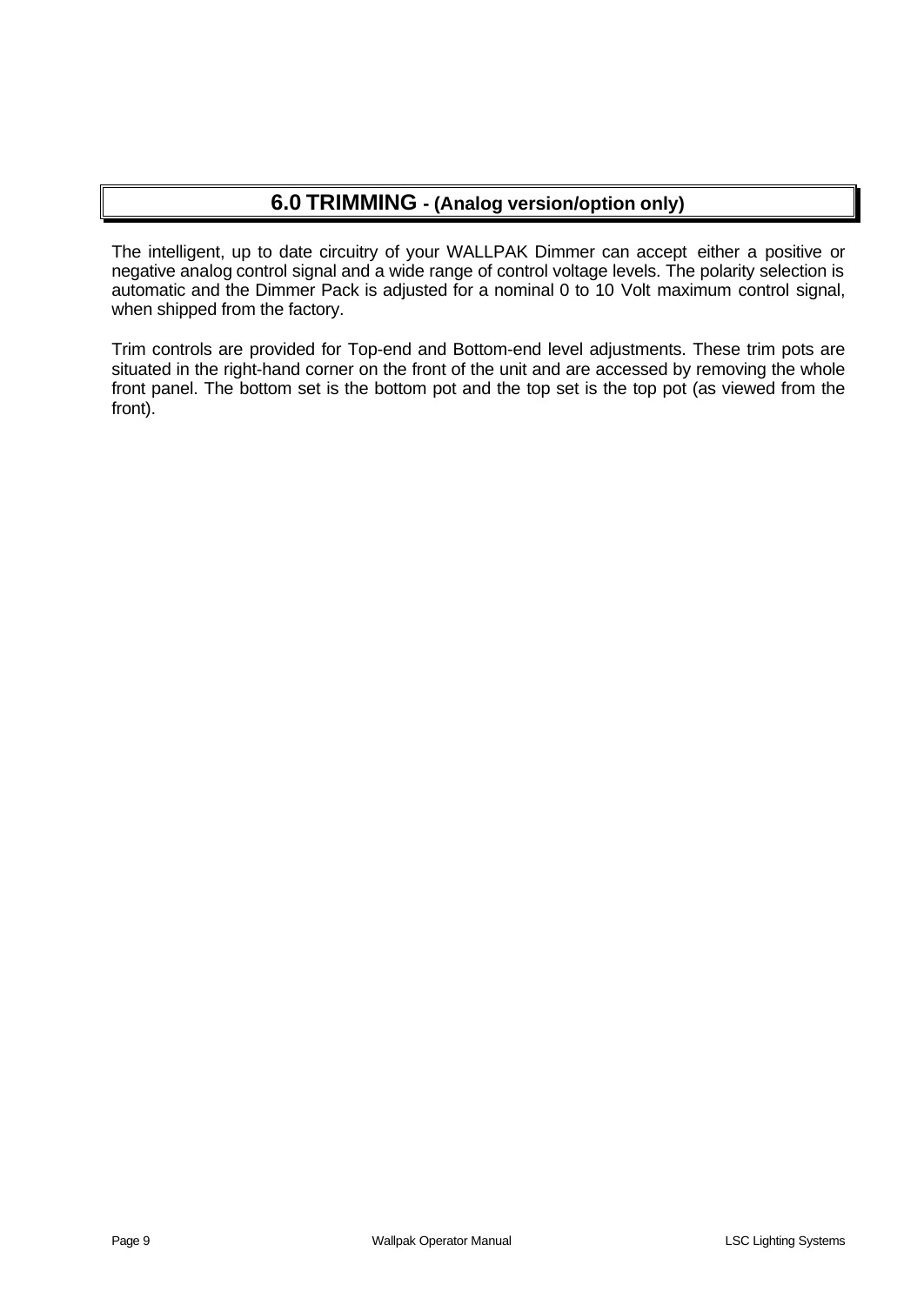# 6.0 TRIMMING - (Analog version/option only)

The intelligent, up to date circuitry of your WALLPAK Dimmer can accept either a positive or negative analog control signal and a wide range of control voltage levels. The polarity selection is automatic and the Dimmer Pack is adjusted for a nominal 0 to 10 Volt maximum control signal, when shipped from the factory.

Trim controls are provided for Top-end and Bottom-end level adjustments. These trim pots are situated in the right-hand corner on the front of the unit and are accessed by removing the whole front panel. The bottom set is the bottom pot and the top set is the top pot (as viewed from the front).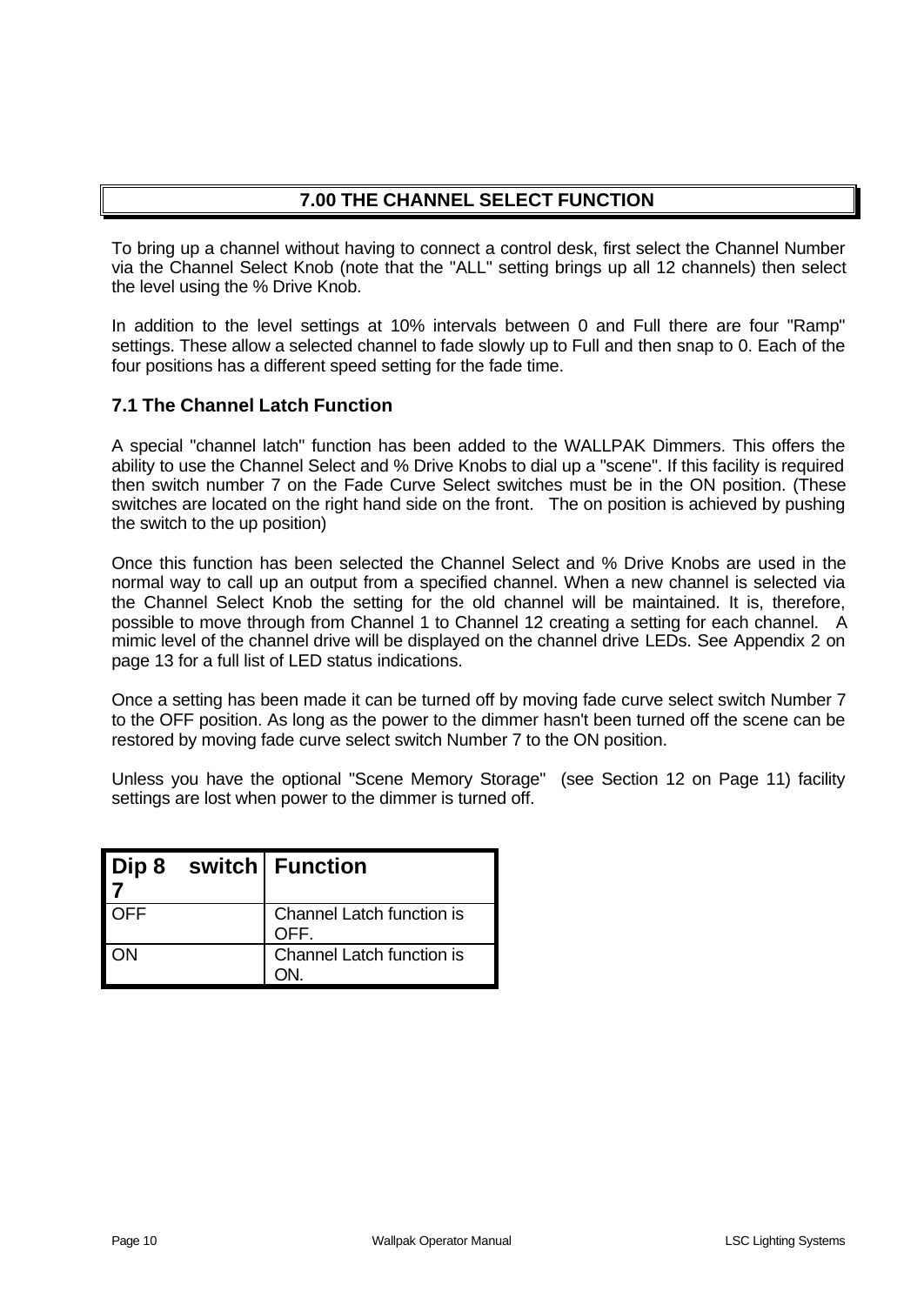## 7.00 THE CHANNEL SELECT FUNCTION

To bring up a channel without having to connect a control desk, first select the Channel Number via the Channel Select Knob (note that the "ALL" setting brings up all 12 channels) then select the level using the % Drive Knob.

In addition to the level settings at 10% intervals between 0 and Full there are four "Ramp" settings. These allow a selected channel to fade slowly up to Full and then snap to 0. Each of the four positions has a different speed setting for the fade time.

### 7.1 The Channel Latch Function

A special "channel latch" function has been added to the WALLPAK Dimmers. This offers the ability to use the Channel Select and % Drive Knobs to dial up a "scene". If this facility is required then switch number 7 on the Fade Curve Select switches must be in the ON position. (These switches are located on the right hand side on the front. The on position is achieved by pushing the switch to the up position)

Once this function has been selected the Channel Select and % Drive Knobs are used in the normal way to call up an output from a specified channel. When a new channel is selected via the Channel Select Knob the setting for the old channel will be maintained. It is, therefore, possible to move through from Channel 1 to Channel 12 creating a setting for each channel. A mimic level of the channel drive will be displayed on the channel drive LEDs. See Appendix 2 on page 13 for a full list of LED status indications.

Once a setting has been made it can be turned off by moving fade curve select switch Number 7 to the OFF position. As long as the power to the dimmer hasn't been turned off the scene can be restored by moving fade curve select switch Number 7 to the ON position.

Unless you have the optional "Scene Memory Storage" (see Section 12 on Page 11) facility settings are lost when power to the dimmer is turned off.

| Dip 8 switch 7 | Function |
|---|---|
| OFF | Channel Latch function is OFF. |
| ON | Channel Latch function is ON. |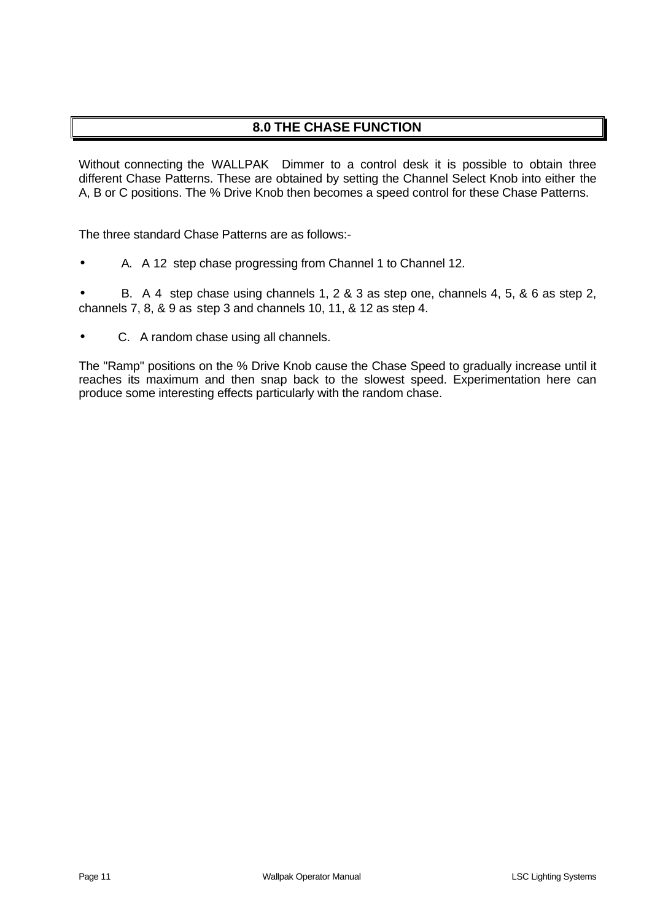## 8.0 THE CHASE FUNCTION

Without connecting the WALLPAK Dimmer to a control desk it is possible to obtain three different Chase Patterns. These are obtained by setting the Channel Select Knob into either the A, B or C positions. The % Drive Knob then becomes a speed control for these Chase Patterns.

The three standard Chase Patterns are as follows:-

- A. A 12 step chase progressing from Channel 1 to Channel 12.
- B. A 4 step chase using channels 1, 2 & 3 as step one, channels 4, 5, & 6 as step 2, channels 7, 8, & 9 as step 3 and channels 10, 11, & 12 as step 4.
- C. A random chase using all channels.

The "Ramp" positions on the % Drive Knob cause the Chase Speed to gradually increase until it reaches its maximum and then snap back to the slowest speed. Experimentation here can produce some interesting effects particularly with the random chase.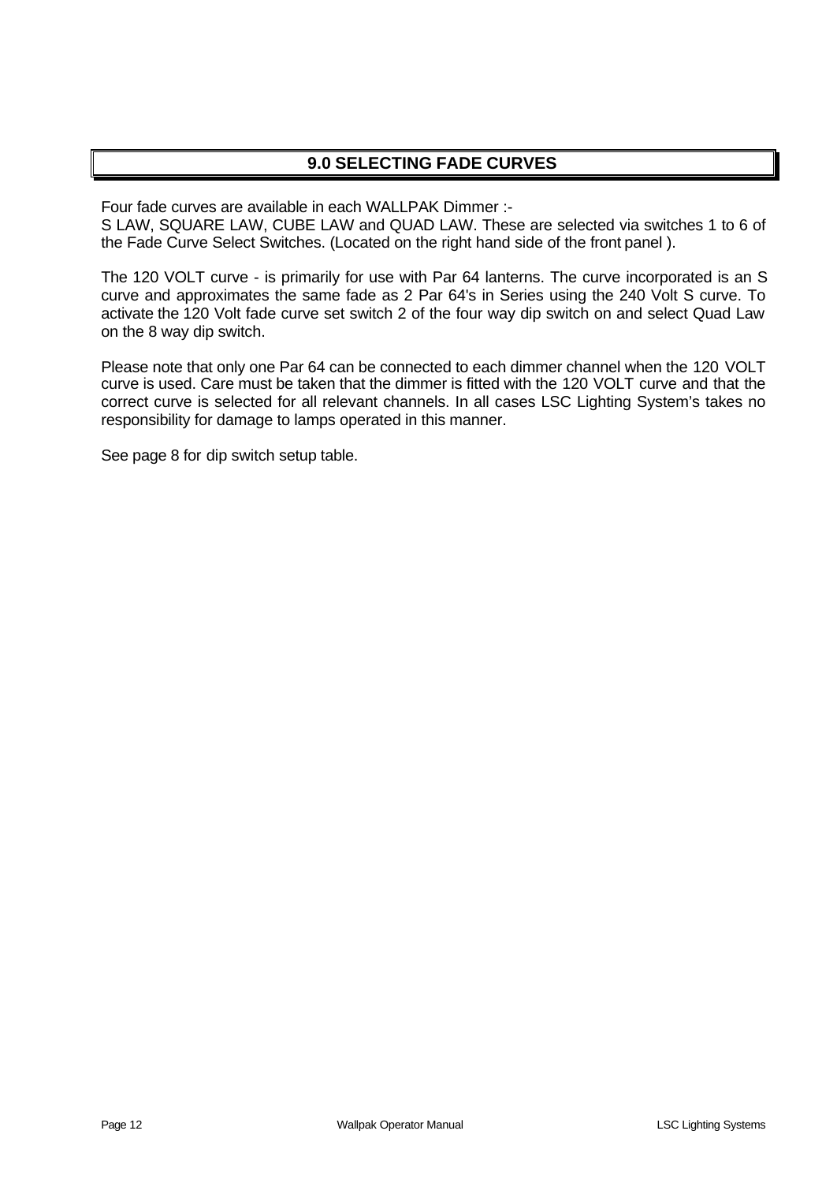## 9.0 SELECTING FADE CURVES

Four fade curves are available in each WALLPAK Dimmer :-
S LAW, SQUARE LAW, CUBE LAW and QUAD LAW. These are selected via switches 1 to 6 of the Fade Curve Select Switches. (Located on the right hand side of the front panel ).

The 120 VOLT curve - is primarily for use with Par 64 lanterns. The curve incorporated is an S curve and approximates the same fade as 2 Par 64's in Series using the 240 Volt S curve. To activate the 120 Volt fade curve set switch 2 of the four way dip switch on and select Quad Law on the 8 way dip switch.

Please note that only one Par 64 can be connected to each dimmer channel when the 120 VOLT curve is used. Care must be taken that the dimmer is fitted with the 120 VOLT curve and that the correct curve is selected for all relevant channels. In all cases LSC Lighting System's takes no responsibility for damage to lamps operated in this manner.

See page 8 for dip switch setup table.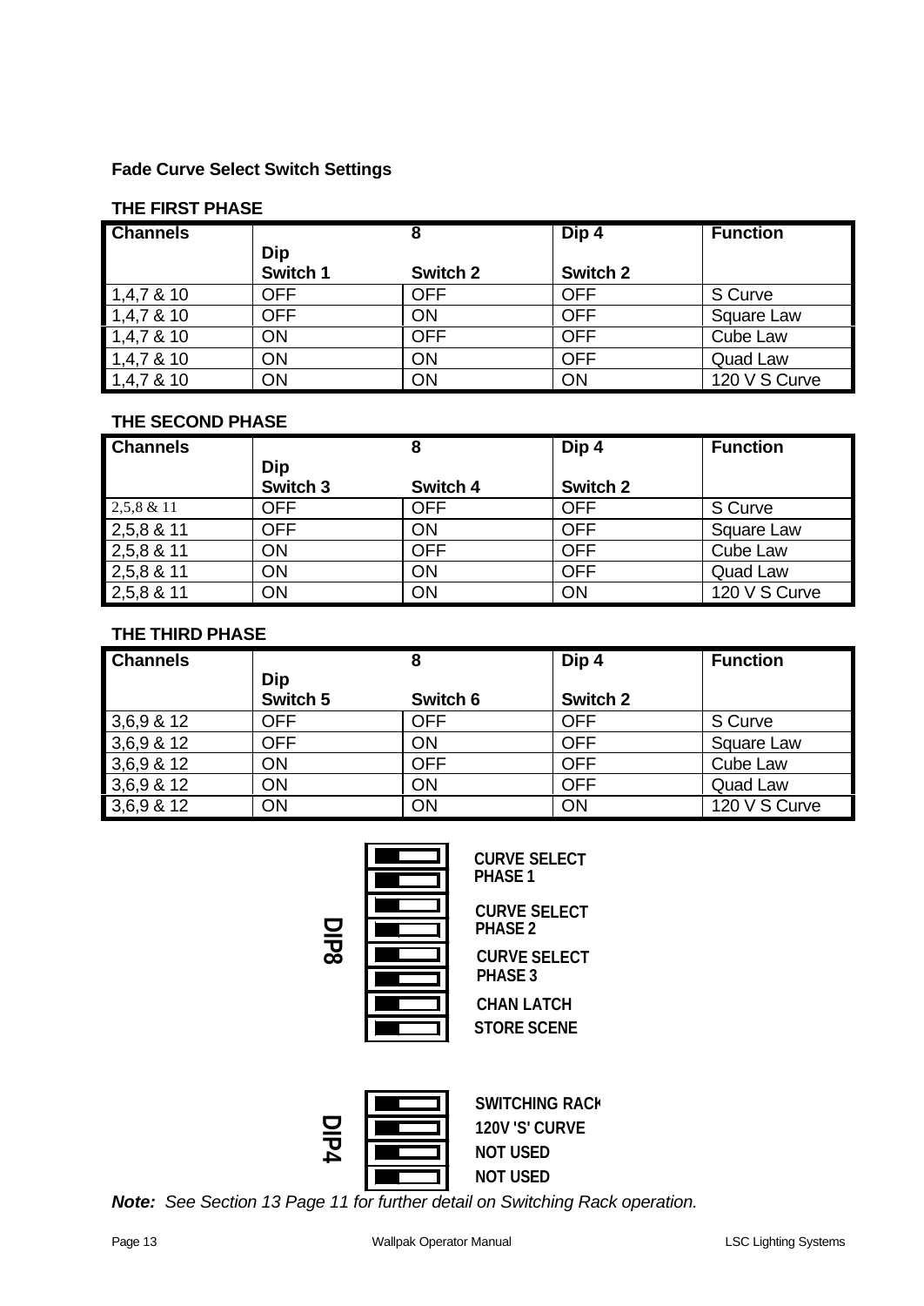**Fade Curve Select Switch Settings**

**THE FIRST PHASE**

| Channels | Dip 8 Switch 1 | Switch 2 | Dip 4 Switch 2 | Function |
|---|---|---|---|---|
| 1,4,7 & 10 | OFF | OFF | OFF | S Curve |
| 1,4,7 & 10 | OFF | ON | OFF | Square Law |
| 1,4,7 & 10 | ON | OFF | OFF | Cube Law |
| 1,4,7 & 10 | ON | ON | OFF | Quad Law |
| 1,4,7 & 10 | ON | ON | ON | 120 V S Curve |

**THE SECOND PHASE**

| Channels | Dip 8 Switch 3 | Switch 4 | Dip 4 Switch 2 | Function |
|---|---|---|---|---|
| 2,5,8 & 11 | OFF | OFF | OFF | S Curve |
| 2,5,8 & 11 | OFF | ON | OFF | Square Law |
| 2,5,8 & 11 | ON | OFF | OFF | Cube Law |
| 2,5,8 & 11 | ON | ON | OFF | Quad Law |
| 2,5,8 & 11 | ON | ON | ON | 120 V S Curve |

**THE THIRD PHASE**

| Channels | Dip 8 Switch 5 | Switch 6 | Dip 4 Switch 2 | Function |
|---|---|---|---|---|
| 3,6,9 & 12 | OFF | OFF | OFF | S Curve |
| 3,6,9 & 12 | OFF | ON | OFF | Square Law |
| 3,6,9 & 12 | ON | OFF | OFF | Cube Law |
| 3,6,9 & 12 | ON | ON | OFF | Quad Law |
| 3,6,9 & 12 | ON | ON | ON | 120 V S Curve |

DIP8

- CURVE SELECT PHASE 1
- CURVE SELECT PHASE 2
- CURVE SELECT PHASE 3
- CHAN LATCH
- STORE SCENE

DIP4

- SWITCHING RACK
- 120V 'S' CURVE
- NOT USED
- NOT USED

***Note:*** *See Section 13 Page 11 for further detail on Switching Rack operation.*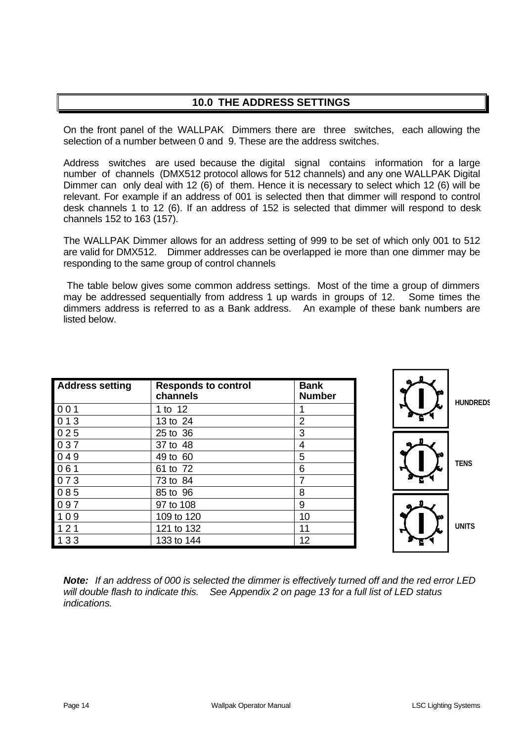## 10.0 THE ADDRESS SETTINGS

On the front panel of the WALLPAK Dimmers there are three switches, each allowing the selection of a number between 0 and 9. These are the address switches.

Address switches are used because the digital signal contains information for a large number of channels (DMX512 protocol allows for 512 channels) and any one WALLPAK Digital Dimmer can only deal with 12 (6) of them. Hence it is necessary to select which 12 (6) will be relevant. For example if an address of 001 is selected then that dimmer will respond to control desk channels 1 to 12 (6). If an address of 152 is selected that dimmer will respond to desk channels 152 to 163 (157).

The WALLPAK Dimmer allows for an address setting of 999 to be set of which only 001 to 512 are valid for DMX512. Dimmer addresses can be overlapped ie more than one dimmer may be responding to the same group of control channels

The table below gives some common address settings. Most of the time a group of dimmers may be addressed sequentially from address 1 up wards in groups of 12. Some times the dimmers address is referred to as a Bank address. An example of these bank numbers are listed below.

| Address setting | Responds to control channels | Bank Number |
|---|---|---|
| 0 0 1 | 1 to 12 | 1 |
| 0 1 3 | 13 to 24 | 2 |
| 0 2 5 | 25 to 36 | 3 |
| 0 3 7 | 37 to 48 | 4 |
| 0 4 9 | 49 to 60 | 5 |
| 0 6 1 | 61 to 72 | 6 |
| 0 7 3 | 73 to 84 | 7 |
| 0 8 5 | 85 to 96 | 8 |
| 0 9 7 | 97 to 108 | 9 |
| 1 0 9 | 109 to 120 | 10 |
| 1 2 1 | 121 to 132 | 11 |
| 1 3 3 | 133 to 144 | 12 |

HUNDREDS

TENS

UNITS

***Note:*** *If an address of 000 is selected the dimmer is effectively turned off and the red error LED will double flash to indicate this. See Appendix 2 on page 13 for a full list of LED status indications.*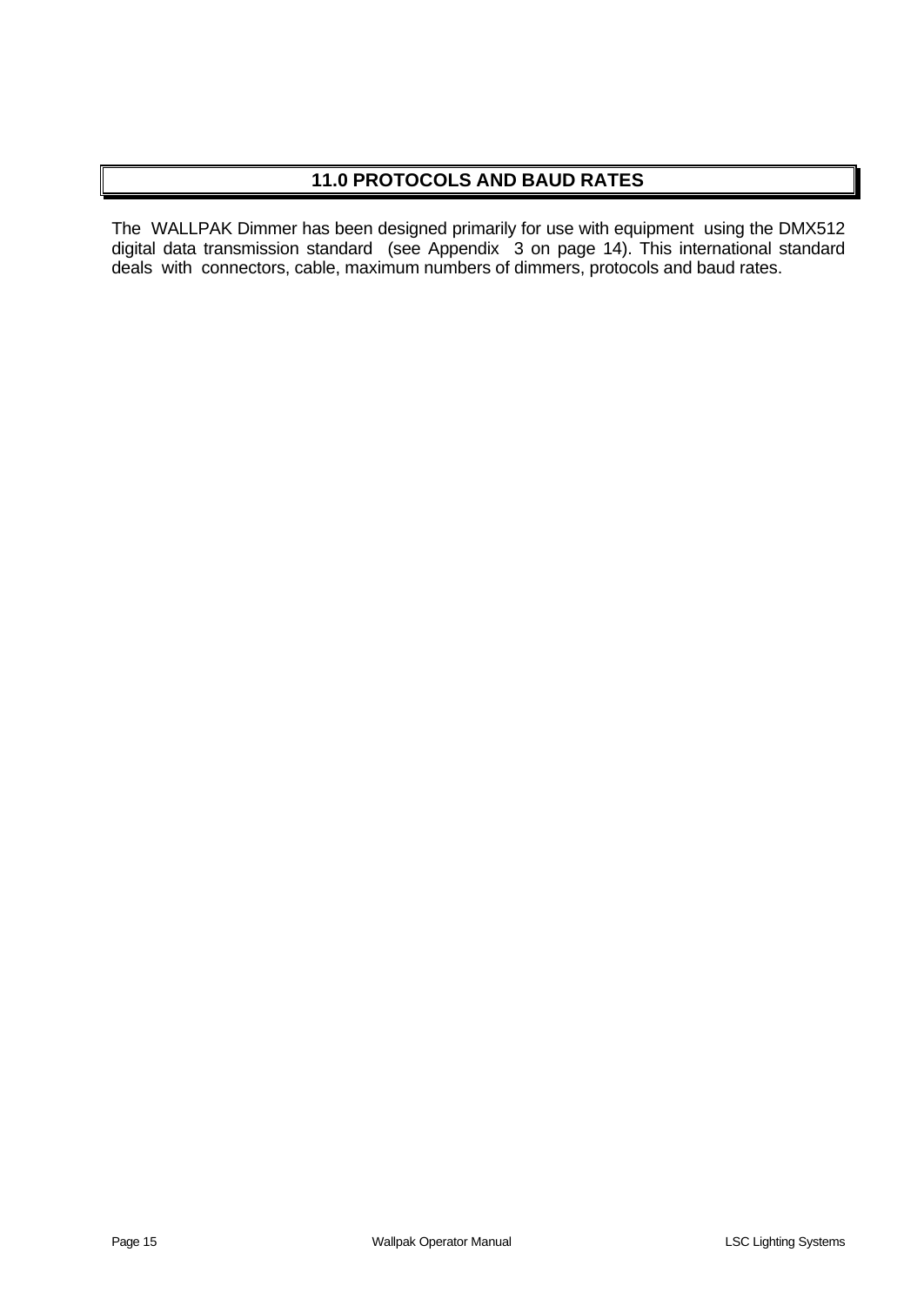## 11.0 PROTOCOLS AND BAUD RATES

The WALLPAK Dimmer has been designed primarily for use with equipment using the DMX512 digital data transmission standard (see Appendix 3 on page 14). This international standard deals with connectors, cable, maximum numbers of dimmers, protocols and baud rates.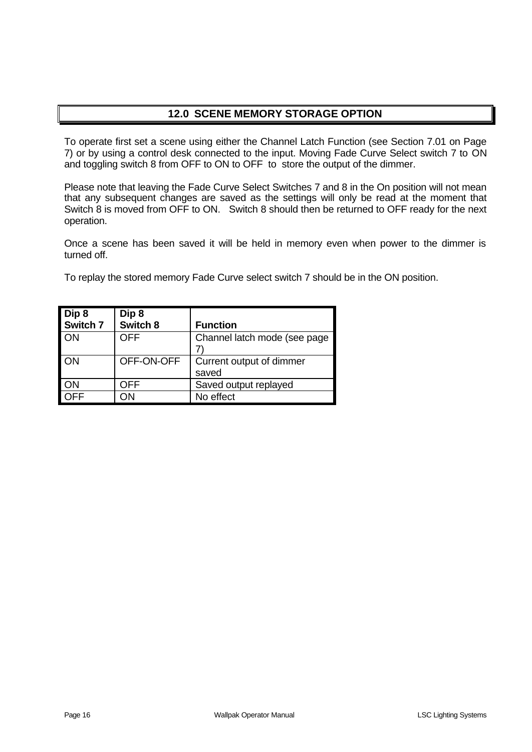## 12.0 SCENE MEMORY STORAGE OPTION

To operate first set a scene using either the Channel Latch Function (see Section 7.01 on Page 7) or by using a control desk connected to the input. Moving Fade Curve Select switch 7 to ON and toggling switch 8 from OFF to ON to OFF to store the output of the dimmer.

Please note that leaving the Fade Curve Select Switches 7 and 8 in the On position will not mean that any subsequent changes are saved as the settings will only be read at the moment that Switch 8 is moved from OFF to ON. Switch 8 should then be returned to OFF ready for the next operation.

Once a scene has been saved it will be held in memory even when power to the dimmer is turned off.

To replay the stored memory Fade Curve select switch 7 should be in the ON position.

| Dip 8 Switch 7 | Dip 8 Switch 8 | Function |
|---|---|---|
| ON | OFF | Channel latch mode (see page 7) |
| ON | OFF-ON-OFF | Current output of dimmer saved |
| ON | OFF | Saved output replayed |
| OFF | ON | No effect |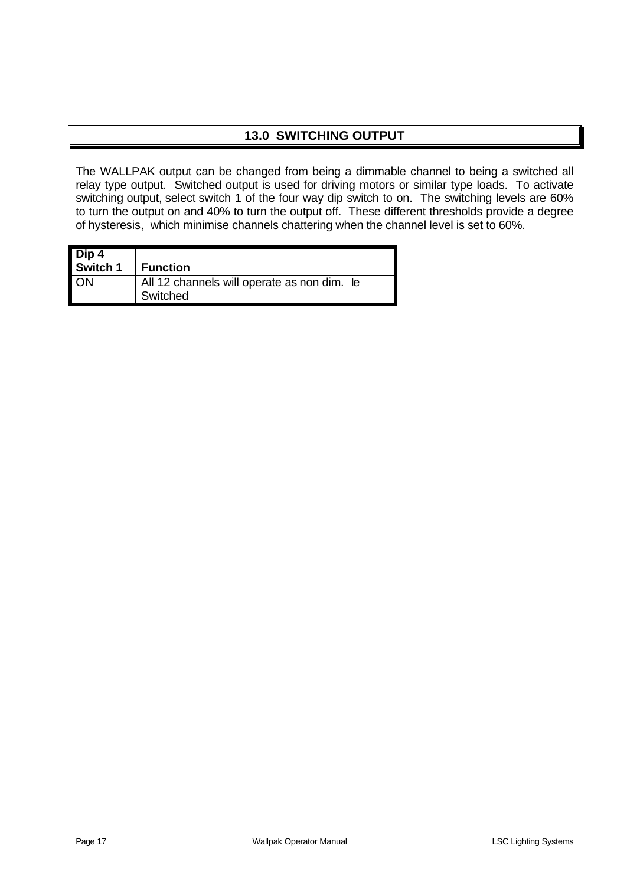## 13.0 SWITCHING OUTPUT

The WALLPAK output can be changed from being a dimmable channel to being a switched all relay type output. Switched output is used for driving motors or similar type loads. To activate switching output, select switch 1 of the four way dip switch to on. The switching levels are 60% to turn the output on and 40% to turn the output off. These different thresholds provide a degree of hysteresis, which minimise channels chattering when the channel level is set to 60%.

| Dip 4 Switch 1 | Function |
|---|---|
| ON | All 12 channels will operate as non dim. Ie Switched |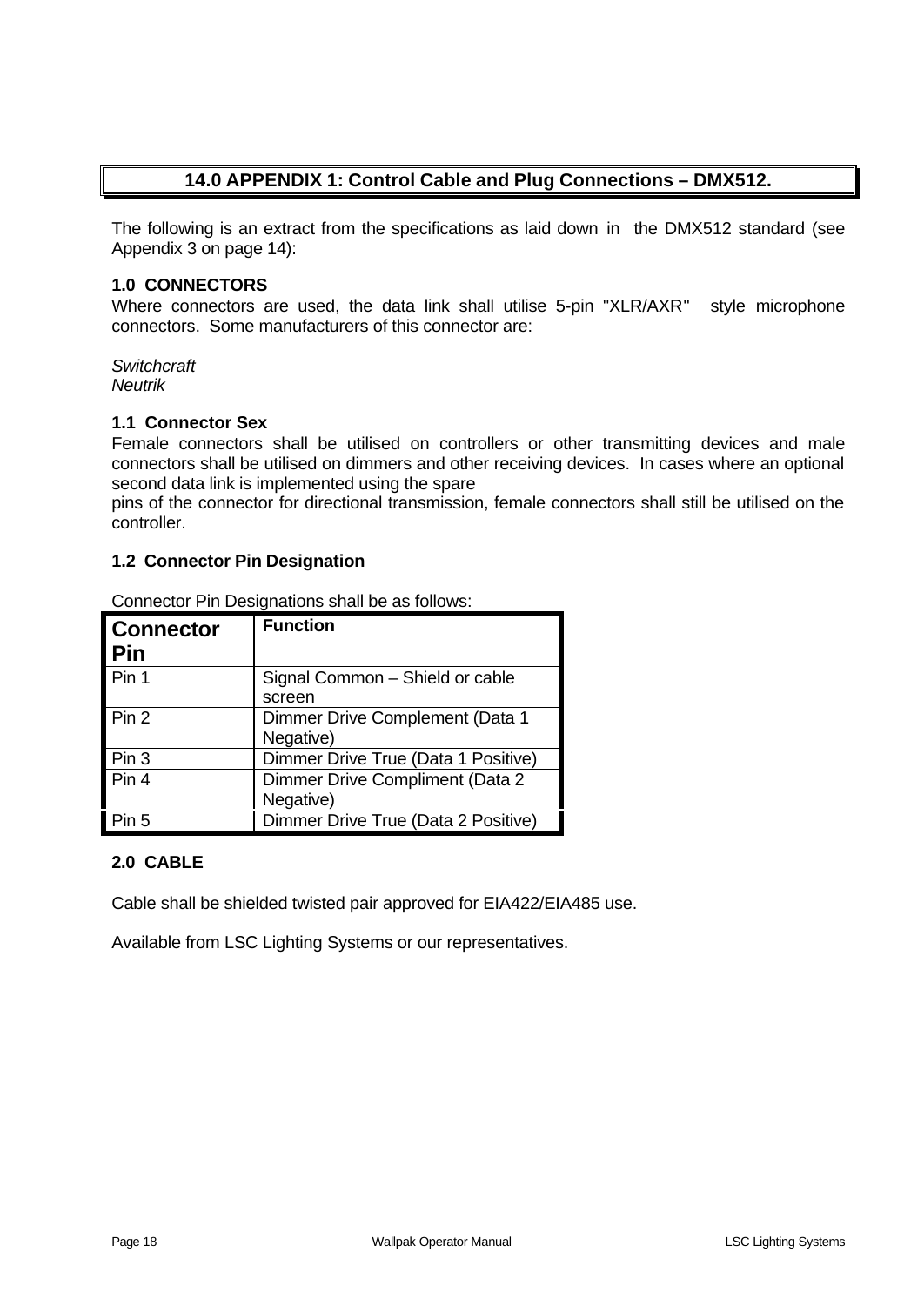## 14.0 APPENDIX 1: Control Cable and Plug Connections – DMX512.

The following is an extract from the specifications as laid down in the DMX512 standard (see Appendix 3 on page 14):

**1.0 CONNECTORS**
Where connectors are used, the data link shall utilise 5-pin "XLR/AXR" style microphone connectors. Some manufacturers of this connector are:

*Switchcraft*
*Neutrik*

**1.1 Connector Sex**
Female connectors shall be utilised on controllers or other transmitting devices and male connectors shall be utilised on dimmers and other receiving devices. In cases where an optional second data link is implemented using the spare
pins of the connector for directional transmission, female connectors shall still be utilised on the controller.

**1.2 Connector Pin Designation**

Connector Pin Designations shall be as follows:

| **Connector Pin** | **Function** |
|---|---|
| Pin 1 | Signal Common – Shield or cable screen |
| Pin 2 | Dimmer Drive Complement (Data 1 Negative) |
| Pin 3 | Dimmer Drive True (Data 1 Positive) |
| Pin 4 | Dimmer Drive Compliment (Data 2 Negative) |
| Pin 5 | Dimmer Drive True (Data 2 Positive) |

**2.0 CABLE**

Cable shall be shielded twisted pair approved for EIA422/EIA485 use.

Available from LSC Lighting Systems or our representatives.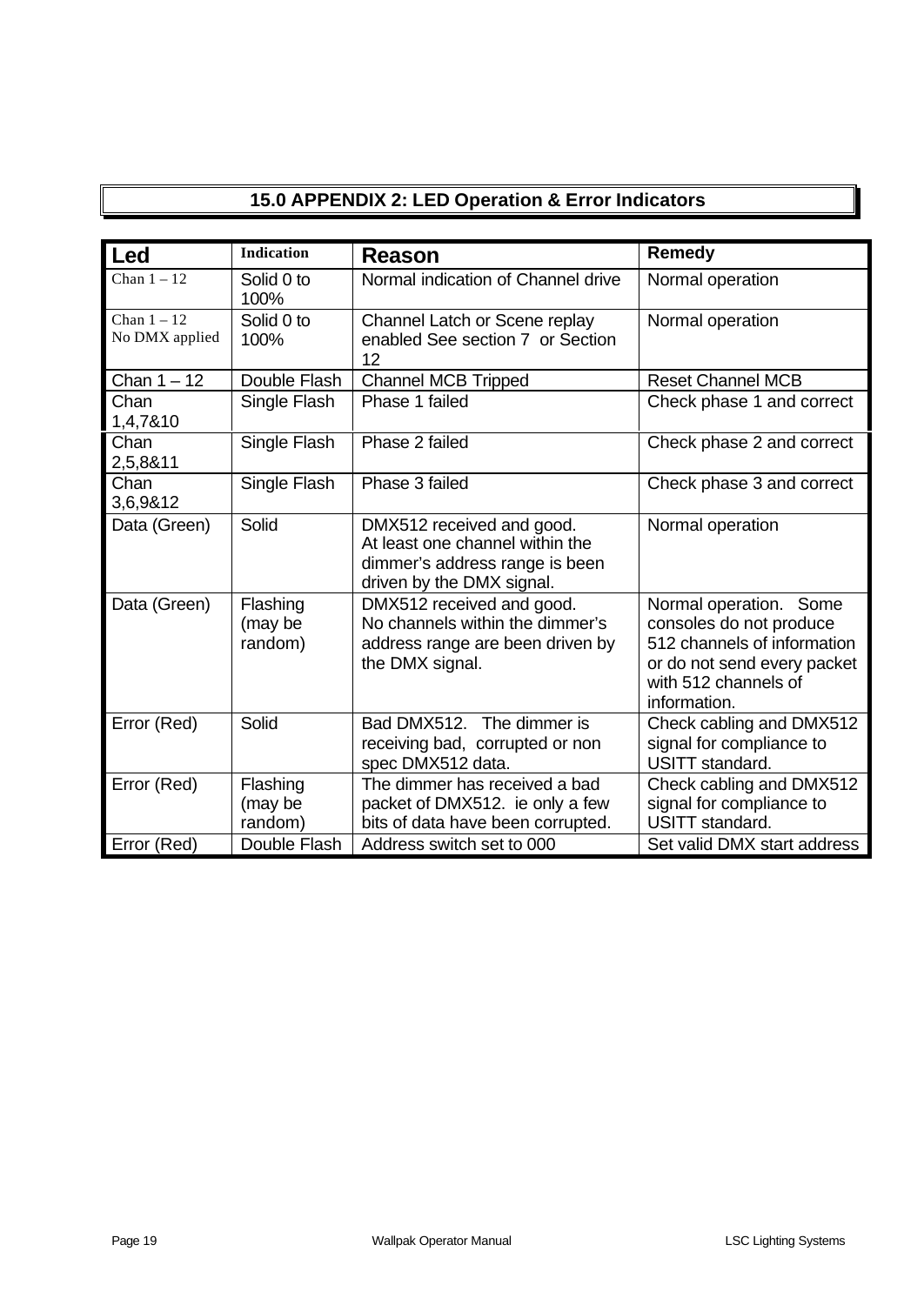# 15.0 APPENDIX 2: LED Operation & Error Indicators

| Led | Indication | Reason | Remedy |
|---|---|---|---|
| Chan 1 – 12 | Solid 0 to 100% | Normal indication of Channel drive | Normal operation |
| Chan 1 – 12 No DMX applied | Solid 0 to 100% | Channel Latch or Scene replay enabled See section 7 or Section 12 | Normal operation |
| Chan 1 – 12 | Double Flash | Channel MCB Tripped | Reset Channel MCB |
| Chan 1,4,7&10 | Single Flash | Phase 1 failed | Check phase 1 and correct |
| Chan 2,5,8&11 | Single Flash | Phase 2 failed | Check phase 2 and correct |
| Chan 3,6,9&12 | Single Flash | Phase 3 failed | Check phase 3 and correct |
| Data (Green) | Solid | DMX512 received and good. At least one channel within the dimmer's address range is been driven by the DMX signal. | Normal operation |
| Data (Green) | Flashing (may be random) | DMX512 received and good. No channels within the dimmer's address range are been driven by the DMX signal. | Normal operation. Some consoles do not produce 512 channels of information or do not send every packet with 512 channels of information. |
| Error (Red) | Solid | Bad DMX512. The dimmer is receiving bad, corrupted or non spec DMX512 data. | Check cabling and DMX512 signal for compliance to USITT standard. |
| Error (Red) | Flashing (may be random) | The dimmer has received a bad packet of DMX512. ie only a few bits of data have been corrupted. | Check cabling and DMX512 signal for compliance to USITT standard. |
| Error (Red) | Double Flash | Address switch set to 000 | Set valid DMX start address |